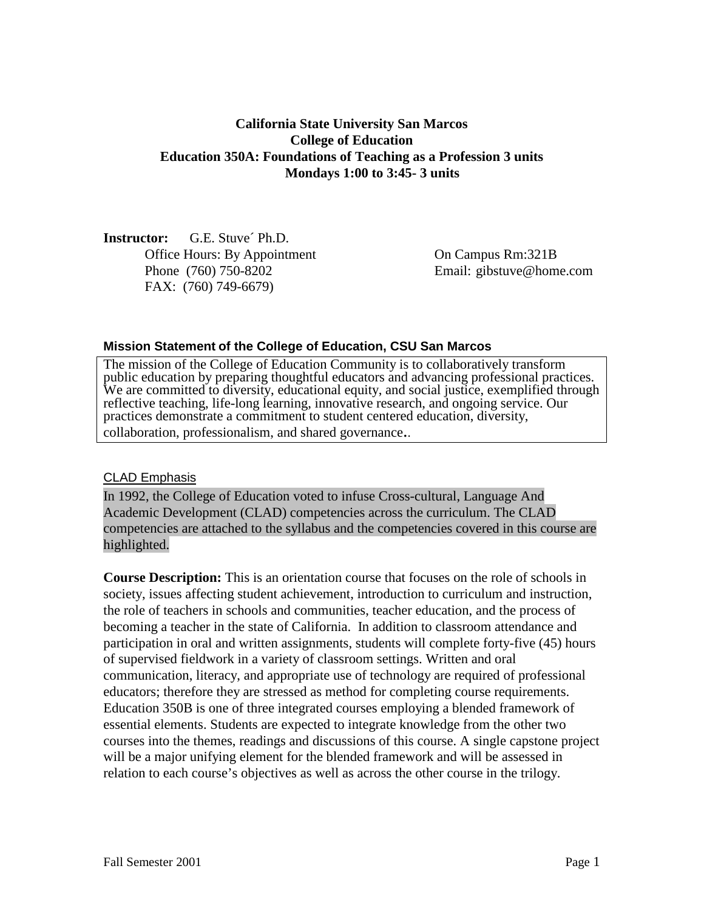**California State University San Marcos**
**College of Education**
**Education 350A: Foundations of Teaching as a Profession 3 units**
**Mondays 1:00 to 3:45- 3 units**

**Instructor:** G.E. Stuve´ Ph.D.
Office Hours: By Appointment
Phone (760) 750-8202
FAX: (760) 749-6679)

On Campus Rm:321B
Email: gibstuve@home.com

### Mission Statement of the College of Education, CSU San Marcos

The mission of the College of Education Community is to collaboratively transform public education by preparing thoughtful educators and advancing professional practices. We are committed to diversity, educational equity, and social justice, exemplified through reflective teaching, life-long learning, innovative research, and ongoing service. Our practices demonstrate a commitment to student centered education, diversity, collaboration, professionalism, and shared governance..

CLAD Emphasis

In 1992, the College of Education voted to infuse Cross-cultural, Language And Academic Development (CLAD) competencies across the curriculum. The CLAD competencies are attached to the syllabus and the competencies covered in this course are highlighted.

**Course Description:** This is an orientation course that focuses on the role of schools in society, issues affecting student achievement, introduction to curriculum and instruction, the role of teachers in schools and communities, teacher education, and the process of becoming a teacher in the state of California. In addition to classroom attendance and participation in oral and written assignments, students will complete forty-five (45) hours of supervised fieldwork in a variety of classroom settings. Written and oral communication, literacy, and appropriate use of technology are required of professional educators; therefore they are stressed as method for completing course requirements. Education 350B is one of three integrated courses employing a blended framework of essential elements. Students are expected to integrate knowledge from the other two courses into the themes, readings and discussions of this course. A single capstone project will be a major unifying element for the blended framework and will be assessed in relation to each course's objectives as well as across the other course in the trilogy.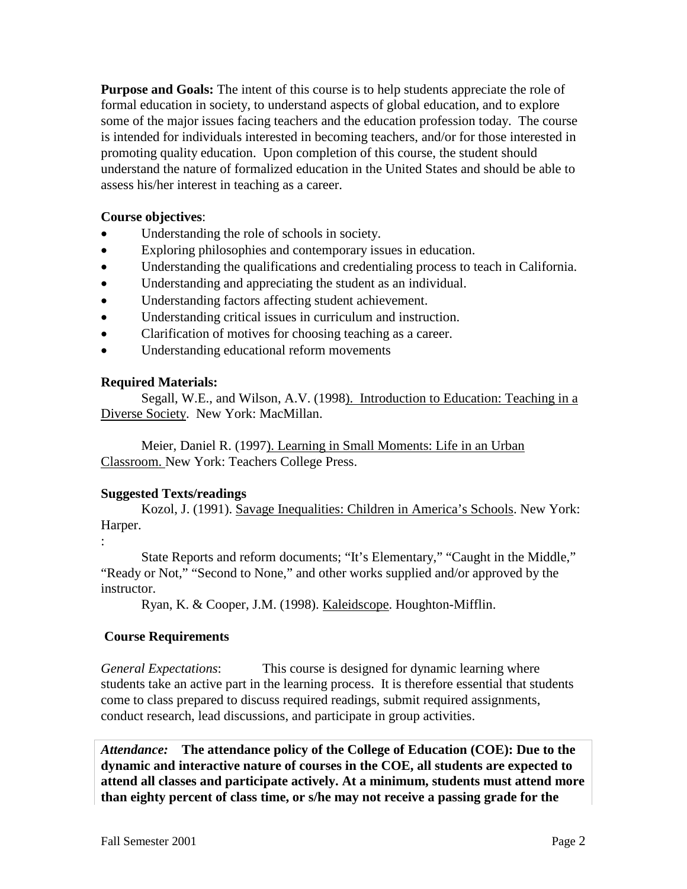**Purpose and Goals:** The intent of this course is to help students appreciate the role of formal education in society, to understand aspects of global education, and to explore some of the major issues facing teachers and the education profession today. The course is intended for individuals interested in becoming teachers, and/or for those interested in promoting quality education. Upon completion of this course, the student should understand the nature of formalized education in the United States and should be able to assess his/her interest in teaching as a career.

**Course objectives**:

- Understanding the role of schools in society.
- Exploring philosophies and contemporary issues in education.
- Understanding the qualifications and credentialing process to teach in California.
- Understanding and appreciating the student as an individual.
- Understanding factors affecting student achievement.
- Understanding critical issues in curriculum and instruction.
- Clarification of motives for choosing teaching as a career.
- Understanding educational reform movements

**Required Materials:**

Segall, W.E., and Wilson, A.V. (1998). Introduction to Education: Teaching in a Diverse Society. New York: MacMillan.

Meier, Daniel R. (1997). Learning in Small Moments: Life in an Urban Classroom. New York: Teachers College Press.

**Suggested Texts/readings**

Kozol, J. (1991). Savage Inequalities: Children in America's Schools. New York: Harper.

:

State Reports and reform documents; "It's Elementary," "Caught in the Middle," "Ready or Not," "Second to None," and other works supplied and/or approved by the instructor.

Ryan, K. & Cooper, J.M. (1998). Kaleidscope. Houghton-Mifflin.

**Course Requirements**

*General Expectations*: This course is designed for dynamic learning where students take an active part in the learning process. It is therefore essential that students come to class prepared to discuss required readings, submit required assignments, conduct research, lead discussions, and participate in group activities.

*Attendance:* **The attendance policy of the College of Education (COE): Due to the dynamic and interactive nature of courses in the COE, all students are expected to attend all classes and participate actively. At a minimum, students must attend more than eighty percent of class time, or s/he may not receive a passing grade for the**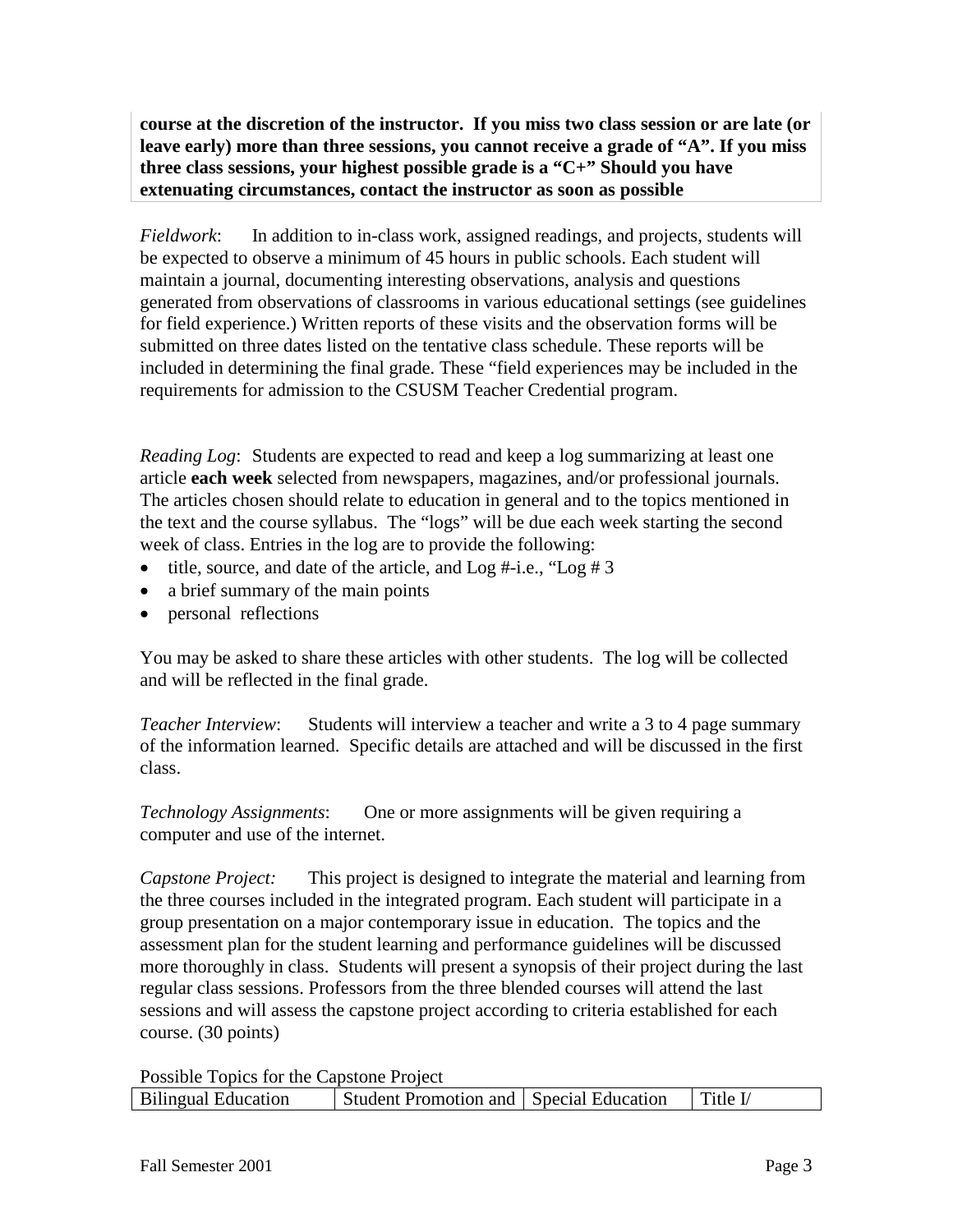**course at the discretion of the instructor. If you miss two class session or are late (or leave early) more than three sessions, you cannot receive a grade of "A". If you miss three class sessions, your highest possible grade is a "C+" Should you have extenuating circumstances, contact the instructor as soon as possible**

*Fieldwork*: In addition to in-class work, assigned readings, and projects, students will be expected to observe a minimum of 45 hours in public schools. Each student will maintain a journal, documenting interesting observations, analysis and questions generated from observations of classrooms in various educational settings (see guidelines for field experience.) Written reports of these visits and the observation forms will be submitted on three dates listed on the tentative class schedule. These reports will be included in determining the final grade. These "field experiences may be included in the requirements for admission to the CSUSM Teacher Credential program.

*Reading Log*: Students are expected to read and keep a log summarizing at least one article **each week** selected from newspapers, magazines, and/or professional journals. The articles chosen should relate to education in general and to the topics mentioned in the text and the course syllabus. The "logs" will be due each week starting the second week of class. Entries in the log are to provide the following:

- title, source, and date of the article, and Log #-i.e., "Log # 3
- a brief summary of the main points
- personal reflections

You may be asked to share these articles with other students. The log will be collected and will be reflected in the final grade.

*Teacher Interview*: Students will interview a teacher and write a 3 to 4 page summary of the information learned. Specific details are attached and will be discussed in the first class.

*Technology Assignments*: One or more assignments will be given requiring a computer and use of the internet.

*Capstone Project:* This project is designed to integrate the material and learning from the three courses included in the integrated program. Each student will participate in a group presentation on a major contemporary issue in education. The topics and the assessment plan for the student learning and performance guidelines will be discussed more thoroughly in class. Students will present a synopsis of their project during the last regular class sessions. Professors from the three blended courses will attend the last sessions and will assess the capstone project according to criteria established for each course. (30 points)

Possible Topics for the Capstone Project

| Bilingual Education | Student Promotion and | Special Education | Title I/ |
|---|---|---|---|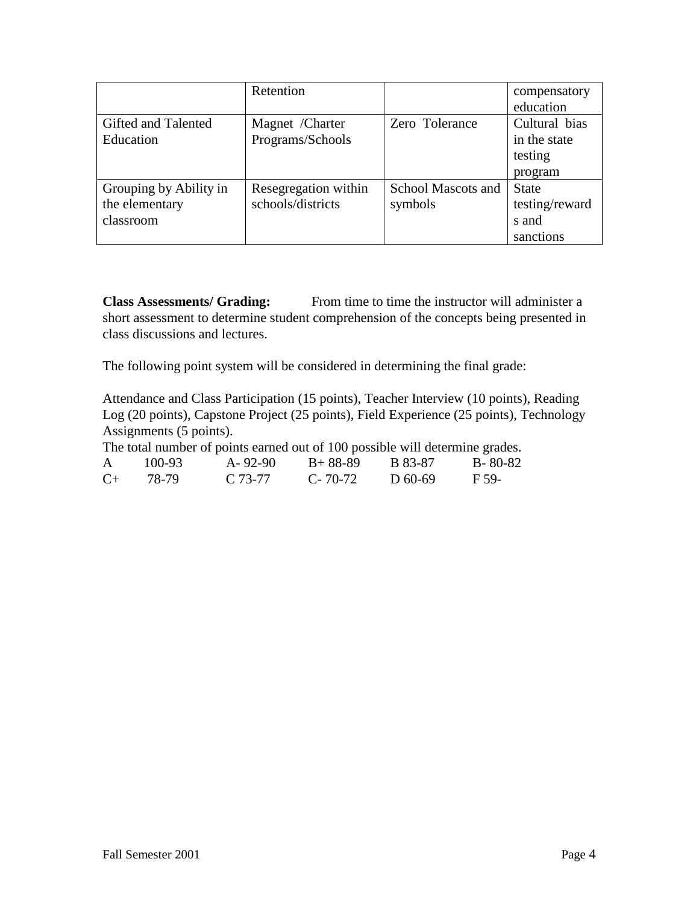| | | | |
|---|---|---|---|
| | Retention | | compensatory education |
| Gifted and Talented Education | Magnet /Charter Programs/Schools | Zero Tolerance | Cultural bias in the state testing program |
| Grouping by Ability in the elementary classroom | Resegregation within schools/districts | School Mascots and symbols | State testing/rewards and sanctions |

**Class Assessments/ Grading:** From time to time the instructor will administer a short assessment to determine student comprehension of the concepts being presented in class discussions and lectures.

The following point system will be considered in determining the final grade:

Attendance and Class Participation (15 points), Teacher Interview (10 points), Reading Log (20 points), Capstone Project (25 points), Field Experience (25 points), Technology Assignments (5 points).

The total number of points earned out of 100 possible will determine grades.

| | | | | | | | | | |
|---|---|---|---|---|---|---|---|---|---|
| A | 100-93 | A- | 92-90 | B+ | 88-89 | B | 83-87 | B- | 80-82 |
| C+ | 78-79 | C | 73-77 | C- | 70-72 | D | 60-69 | F | 59- |